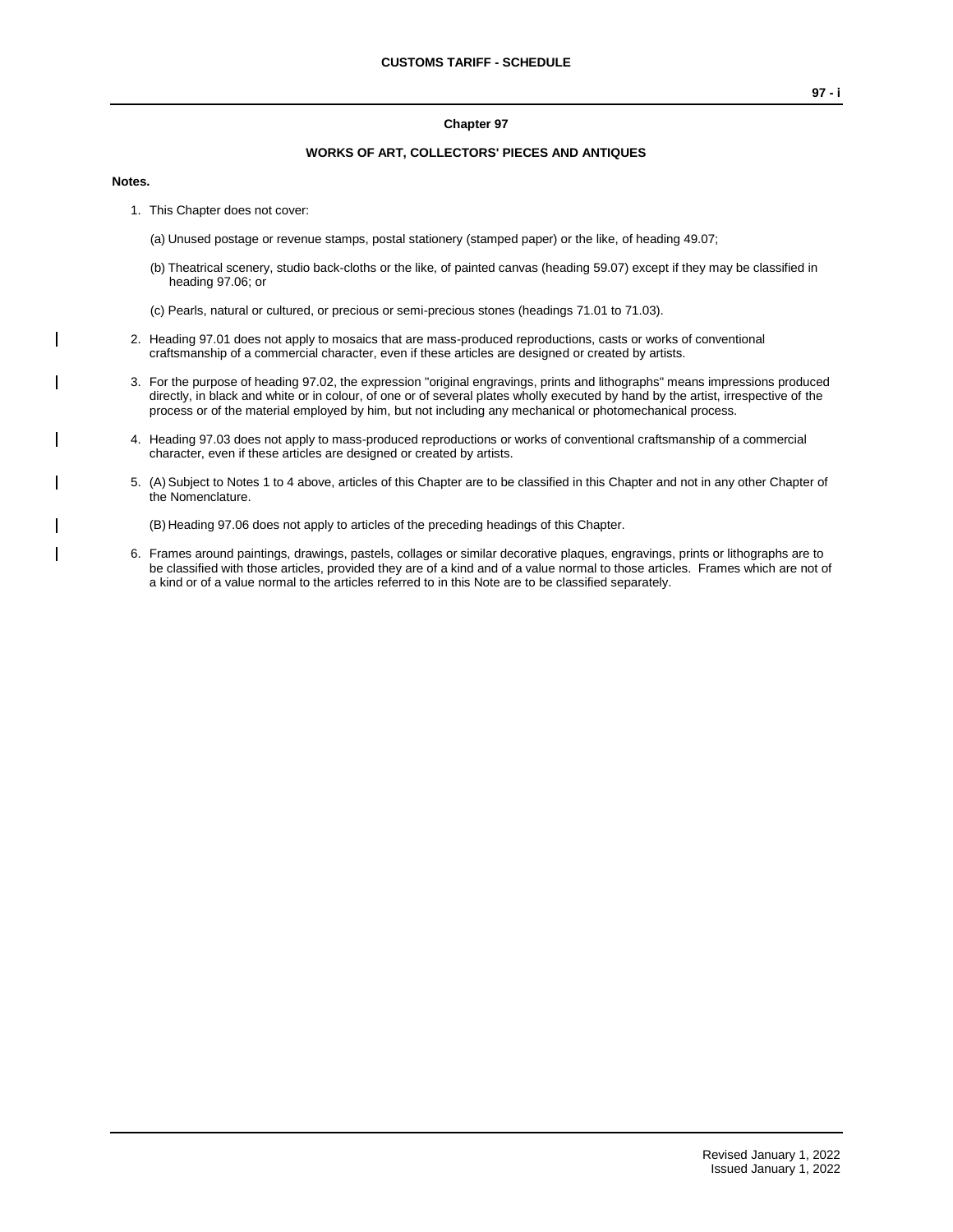# Chapter 97

## WORKS OF ART, COLLECTORS' PIECES AND ANTIQUES

**Notes.**

1. This Chapter does not cover:

   (a) Unused postage or revenue stamps, postal stationery (stamped paper) or the like, of heading 49.07;

   (b) Theatrical scenery, studio back-cloths or the like, of painted canvas (heading 59.07) except if they may be classified in heading 97.06; or

   (c) Pearls, natural or cultured, or precious or semi-precious stones (headings 71.01 to 71.03).

2. Heading 97.01 does not apply to mosaics that are mass-produced reproductions, casts or works of conventional craftsmanship of a commercial character, even if these articles are designed or created by artists.

3. For the purpose of heading 97.02, the expression "original engravings, prints and lithographs" means impressions produced directly, in black and white or in colour, of one or of several plates wholly executed by hand by the artist, irrespective of the process or of the material employed by him, but not including any mechanical or photomechanical process.

4. Heading 97.03 does not apply to mass-produced reproductions or works of conventional craftsmanship of a commercial character, even if these articles are designed or created by artists.

5. (A) Subject to Notes 1 to 4 above, articles of this Chapter are to be classified in this Chapter and not in any other Chapter of the Nomenclature.

   (B) Heading 97.06 does not apply to articles of the preceding headings of this Chapter.

6. Frames around paintings, drawings, pastels, collages or similar decorative plaques, engravings, prints or lithographs are to be classified with those articles, provided they are of a kind and of a value normal to those articles. Frames which are not of a kind or of a value normal to the articles referred to in this Note are to be classified separately.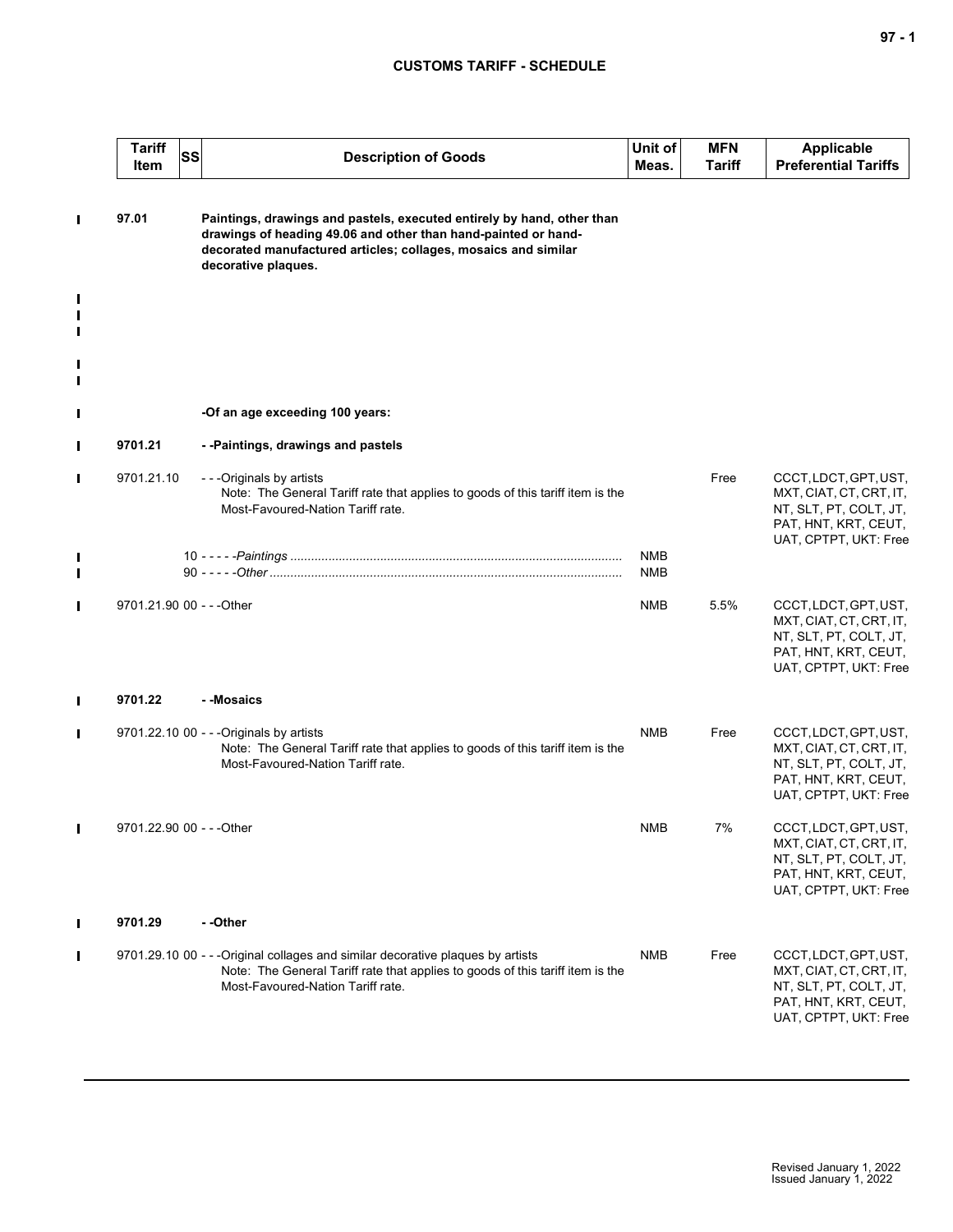**CUSTOMS TARIFF - SCHEDULE**

| Tariff Item | SS | Description of Goods | Unit of Meas. | MFN Tariff | Applicable Preferential Tariffs |
|---|---|---|---|---|---|
| **97.01** | | **Paintings, drawings and pastels, executed entirely by hand, other than drawings of heading 49.06 and other than hand-painted or hand-decorated manufactured articles; collages, mosaics and similar decorative plaques.** | | | |
| | | **-Of an age exceeding 100 years:** | | | |
| **9701.21** | | **- -Paintings, drawings and pastels** | | | |
| 9701.21.10 | | - - -Originals by artists<br>Note: The General Tariff rate that applies to goods of this tariff item is the Most-Favoured-Nation Tariff rate. | | Free | CCCT, LDCT, GPT, UST, MXT, CIAT, CT, CRT, IT, NT, SLT, PT, COLT, JT, PAT, HNT, KRT, CEUT, UAT, CPTPT, UKT: Free |
| | 10 | - - - - -*Paintings* | NMB | | |
| | 90 | - - - - -*Other* | NMB | | |
| 9701.21.90 | 00 | - - -Other | NMB | 5.5% | CCCT, LDCT, GPT, UST, MXT, CIAT, CT, CRT, IT, NT, SLT, PT, COLT, JT, PAT, HNT, KRT, CEUT, UAT, CPTPT, UKT: Free |
| **9701.22** | | **- -Mosaics** | | | |
| 9701.22.10 | 00 | - - -Originals by artists<br>Note: The General Tariff rate that applies to goods of this tariff item is the Most-Favoured-Nation Tariff rate. | NMB | Free | CCCT, LDCT, GPT, UST, MXT, CIAT, CT, CRT, IT, NT, SLT, PT, COLT, JT, PAT, HNT, KRT, CEUT, UAT, CPTPT, UKT: Free |
| 9701.22.90 | 00 | - - -Other | NMB | 7% | CCCT, LDCT, GPT, UST, MXT, CIAT, CT, CRT, IT, NT, SLT, PT, COLT, JT, PAT, HNT, KRT, CEUT, UAT, CPTPT, UKT: Free |
| **9701.29** | | **- -Other** | | | |
| 9701.29.10 | 00 | - - -Original collages and similar decorative plaques by artists<br>Note: The General Tariff rate that applies to goods of this tariff item is the Most-Favoured-Nation Tariff rate. | NMB | Free | CCCT, LDCT, GPT, UST, MXT, CIAT, CT, CRT, IT, NT, SLT, PT, COLT, JT, PAT, HNT, KRT, CEUT, UAT, CPTPT, UKT: Free |

Revised January 1, 2022
Issued January 1, 2022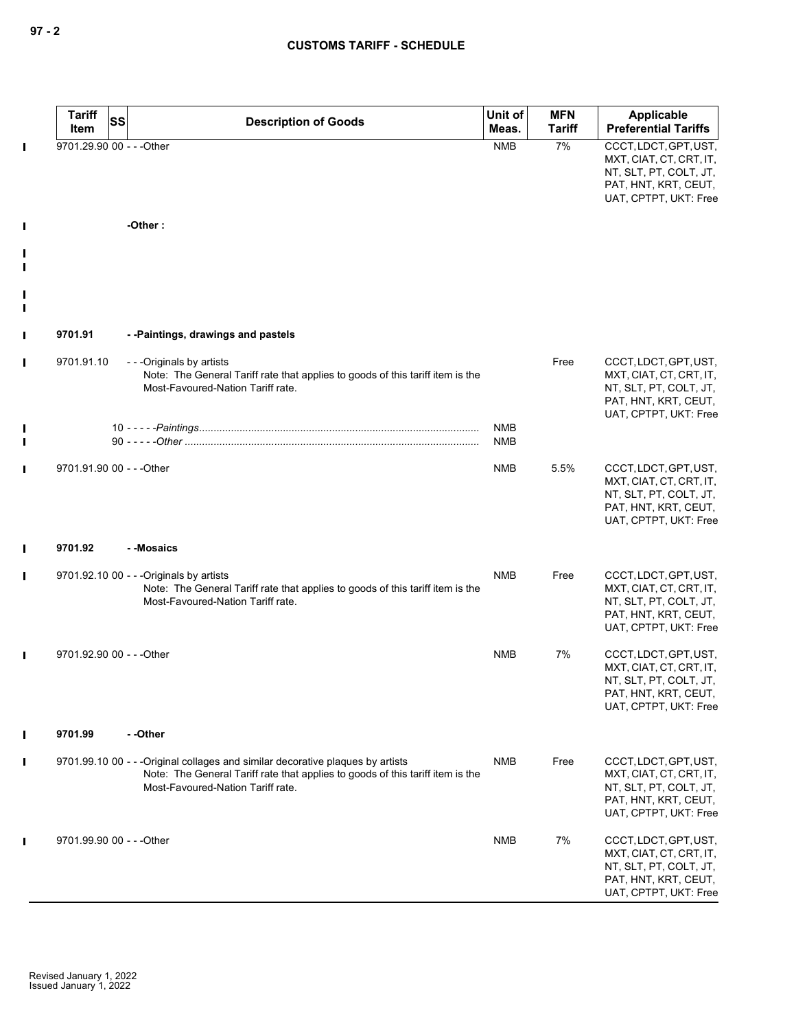| Tariff Item | SS | Description of Goods | Unit of Meas. | MFN Tariff | Applicable Preferential Tariffs |
|---|---|---|---|---|---|
| 9701.29.90 | 00 | - - -Other | NMB | 7% | CCCT, LDCT, GPT, UST, MXT, CIAT, CT, CRT, IT, NT, SLT, PT, COLT, JT, PAT, HNT, KRT, CEUT, UAT, CPTPT, UKT: Free |
| | | **-Other :** | | | |
| **9701.91** | | **- -Paintings, drawings and pastels** | | | |
| 9701.91.10 | | - - -Originals by artists<br>Note: The General Tariff rate that applies to goods of this tariff item is the Most-Favoured-Nation Tariff rate. | | Free | CCCT, LDCT, GPT, UST, MXT, CIAT, CT, CRT, IT, NT, SLT, PT, COLT, JT, PAT, HNT, KRT, CEUT, UAT, CPTPT, UKT: Free |
| | 10 | - - - - -*Paintings* | NMB | | |
| | 90 | - - - - -*Other* | NMB | | |
| 9701.91.90 | 00 | - - -Other | NMB | 5.5% | CCCT, LDCT, GPT, UST, MXT, CIAT, CT, CRT, IT, NT, SLT, PT, COLT, JT, PAT, HNT, KRT, CEUT, UAT, CPTPT, UKT: Free |
| **9701.92** | | **- -Mosaics** | | | |
| 9701.92.10 | 00 | - - -Originals by artists<br>Note: The General Tariff rate that applies to goods of this tariff item is the Most-Favoured-Nation Tariff rate. | NMB | Free | CCCT, LDCT, GPT, UST, MXT, CIAT, CT, CRT, IT, NT, SLT, PT, COLT, JT, PAT, HNT, KRT, CEUT, UAT, CPTPT, UKT: Free |
| 9701.92.90 | 00 | - - -Other | NMB | 7% | CCCT, LDCT, GPT, UST, MXT, CIAT, CT, CRT, IT, NT, SLT, PT, COLT, JT, PAT, HNT, KRT, CEUT, UAT, CPTPT, UKT: Free |
| **9701.99** | | **- -Other** | | | |
| 9701.99.10 | 00 | - - -Original collages and similar decorative plaques by artists<br>Note: The General Tariff rate that applies to goods of this tariff item is the Most-Favoured-Nation Tariff rate. | NMB | Free | CCCT, LDCT, GPT, UST, MXT, CIAT, CT, CRT, IT, NT, SLT, PT, COLT, JT, PAT, HNT, KRT, CEUT, UAT, CPTPT, UKT: Free |
| 9701.99.90 | 00 | - - -Other | NMB | 7% | CCCT, LDCT, GPT, UST, MXT, CIAT, CT, CRT, IT, NT, SLT, PT, COLT, JT, PAT, HNT, KRT, CEUT, UAT, CPTPT, UKT: Free |

Revised January 1, 2022
Issued January 1, 2022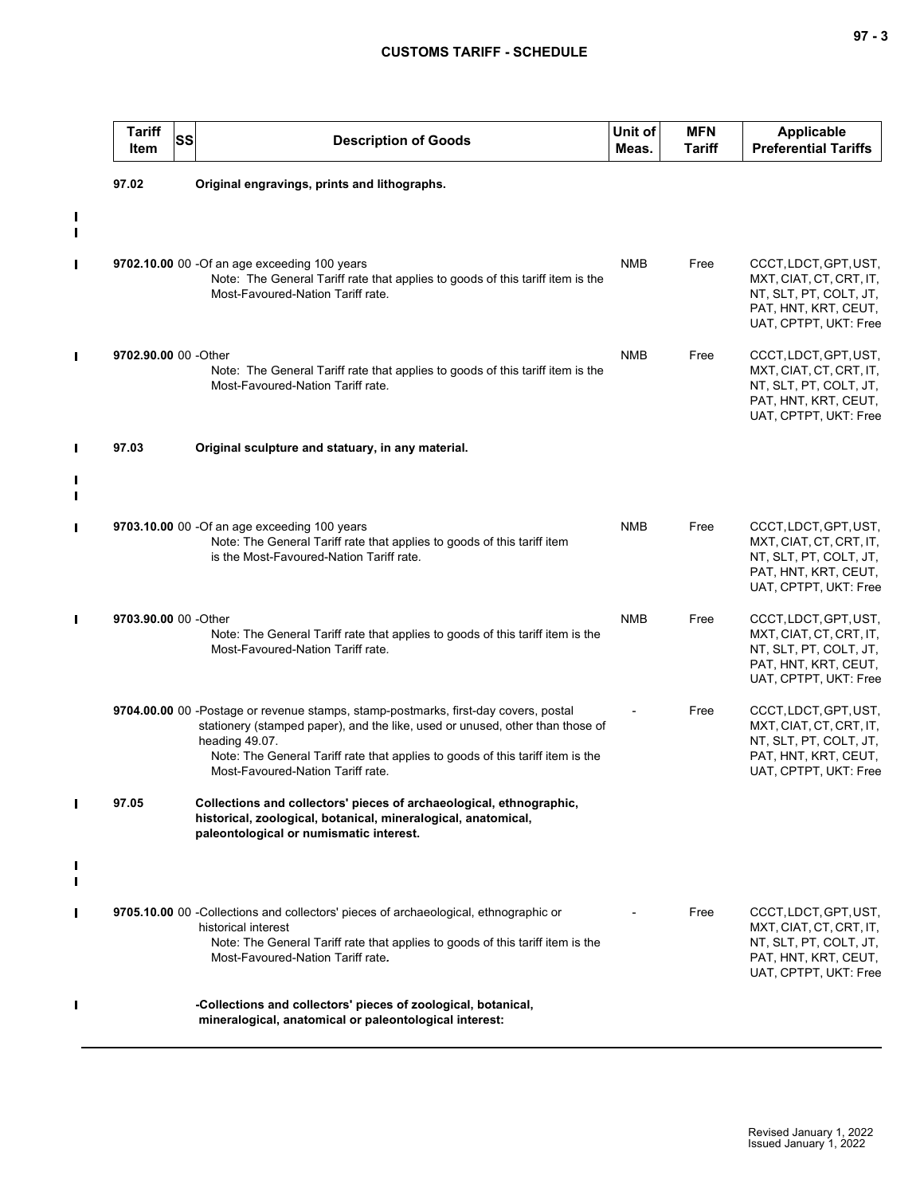| Tariff Item | SS | Description of Goods | Unit of Meas. | MFN Tariff | Applicable Preferential Tariffs |
|---|---|---|---|---|---|
| **97.02** | | **Original engravings, prints and lithographs.** | | | |
| **9702.10.00** | 00 | -Of an age exceeding 100 years<br>Note: The General Tariff rate that applies to goods of this tariff item is the Most-Favoured-Nation Tariff rate. | NMB | Free | CCCT, LDCT, GPT, UST, MXT, CIAT, CT, CRT, IT, NT, SLT, PT, COLT, JT, PAT, HNT, KRT, CEUT, UAT, CPTPT, UKT: Free |
| **9702.90.00** | 00 | -Other<br>Note: The General Tariff rate that applies to goods of this tariff item is the Most-Favoured-Nation Tariff rate. | NMB | Free | CCCT, LDCT, GPT, UST, MXT, CIAT, CT, CRT, IT, NT, SLT, PT, COLT, JT, PAT, HNT, KRT, CEUT, UAT, CPTPT, UKT: Free |
| **97.03** | | **Original sculpture and statuary, in any material.** | | | |
| **9703.10.00** | 00 | -Of an age exceeding 100 years<br>Note: The General Tariff rate that applies to goods of this tariff item is the Most-Favoured-Nation Tariff rate. | NMB | Free | CCCT, LDCT, GPT, UST, MXT, CIAT, CT, CRT, IT, NT, SLT, PT, COLT, JT, PAT, HNT, KRT, CEUT, UAT, CPTPT, UKT: Free |
| **9703.90.00** | 00 | -Other<br>Note: The General Tariff rate that applies to goods of this tariff item is the Most-Favoured-Nation Tariff rate. | NMB | Free | CCCT, LDCT, GPT, UST, MXT, CIAT, CT, CRT, IT, NT, SLT, PT, COLT, JT, PAT, HNT, KRT, CEUT, UAT, CPTPT, UKT: Free |
| **9704.00.00** | 00 | -Postage or revenue stamps, stamp-postmarks, first-day covers, postal stationery (stamped paper), and the like, used or unused, other than those of heading 49.07.<br>Note: The General Tariff rate that applies to goods of this tariff item is the Most-Favoured-Nation Tariff rate. | - | Free | CCCT, LDCT, GPT, UST, MXT, CIAT, CT, CRT, IT, NT, SLT, PT, COLT, JT, PAT, HNT, KRT, CEUT, UAT, CPTPT, UKT: Free |
| **97.05** | | **Collections and collectors' pieces of archaeological, ethnographic, historical, zoological, botanical, mineralogical, anatomical, paleontological or numismatic interest.** | | | |
| **9705.10.00** | 00 | -Collections and collectors' pieces of archaeological, ethnographic or historical interest<br>Note: The General Tariff rate that applies to goods of this tariff item is the Most-Favoured-Nation Tariff rate. | - | Free | CCCT, LDCT, GPT, UST, MXT, CIAT, CT, CRT, IT, NT, SLT, PT, COLT, JT, PAT, HNT, KRT, CEUT, UAT, CPTPT, UKT: Free |
| | | **-Collections and collectors' pieces of zoological, botanical, mineralogical, anatomical or paleontological interest:** | | | |

Revised January 1, 2022
Issued January 1, 2022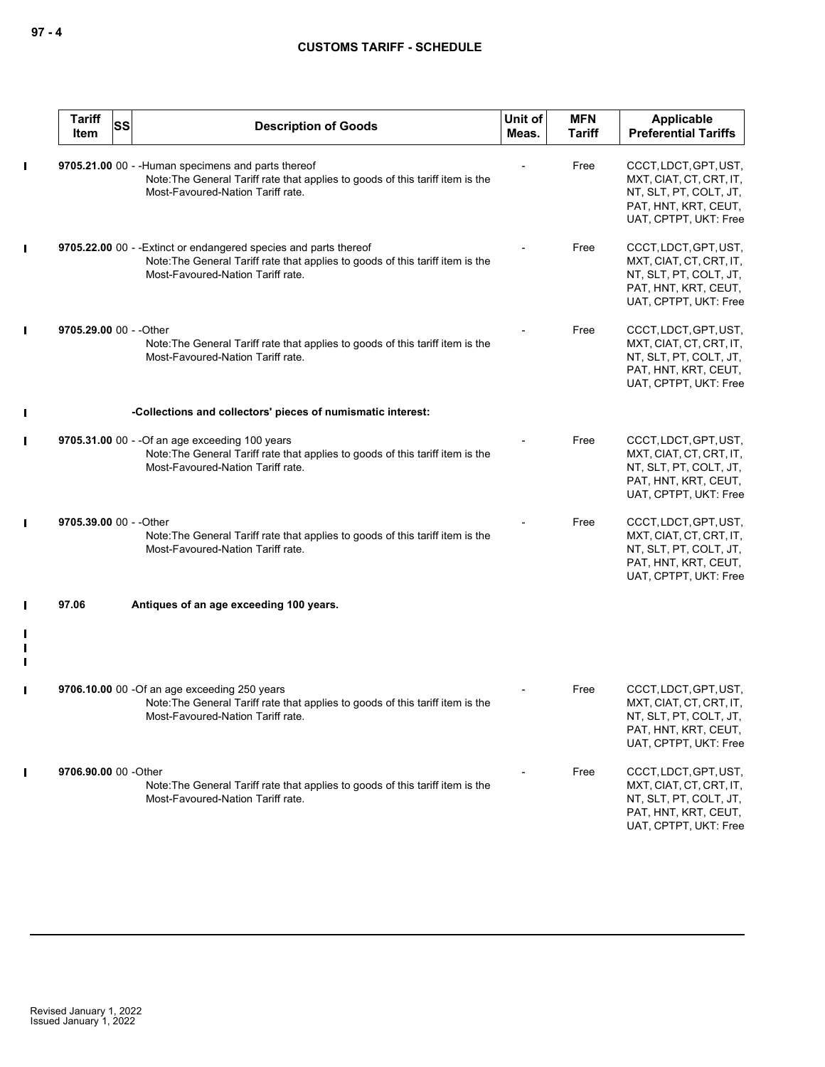| Tariff Item | SS | Description of Goods | Unit of Meas. | MFN Tariff | Applicable Preferential Tariffs |
|---|---|---|---|---|---|
| 9705.21.00 | 00 | - -Human specimens and parts thereof<br>Note:The General Tariff rate that applies to goods of this tariff item is the Most-Favoured-Nation Tariff rate. | - | Free | CCCT, LDCT, GPT, UST, MXT, CIAT, CT, CRT, IT, NT, SLT, PT, COLT, JT, PAT, HNT, KRT, CEUT, UAT, CPTPT, UKT: Free |
| 9705.22.00 | 00 | - -Extinct or endangered species and parts thereof<br>Note:The General Tariff rate that applies to goods of this tariff item is the Most-Favoured-Nation Tariff rate. | - | Free | CCCT, LDCT, GPT, UST, MXT, CIAT, CT, CRT, IT, NT, SLT, PT, COLT, JT, PAT, HNT, KRT, CEUT, UAT, CPTPT, UKT: Free |
| 9705.29.00 | 00 | - -Other<br>Note:The General Tariff rate that applies to goods of this tariff item is the Most-Favoured-Nation Tariff rate. | - | Free | CCCT, LDCT, GPT, UST, MXT, CIAT, CT, CRT, IT, NT, SLT, PT, COLT, JT, PAT, HNT, KRT, CEUT, UAT, CPTPT, UKT: Free |
| | | **-Collections and collectors' pieces of numismatic interest:** | | | |
| 9705.31.00 | 00 | - -Of an age exceeding 100 years<br>Note:The General Tariff rate that applies to goods of this tariff item is the Most-Favoured-Nation Tariff rate. | - | Free | CCCT, LDCT, GPT, UST, MXT, CIAT, CT, CRT, IT, NT, SLT, PT, COLT, JT, PAT, HNT, KRT, CEUT, UAT, CPTPT, UKT: Free |
| 9705.39.00 | 00 | - -Other<br>Note:The General Tariff rate that applies to goods of this tariff item is the Most-Favoured-Nation Tariff rate. | - | Free | CCCT, LDCT, GPT, UST, MXT, CIAT, CT, CRT, IT, NT, SLT, PT, COLT, JT, PAT, HNT, KRT, CEUT, UAT, CPTPT, UKT: Free |
| **97.06** | | **Antiques of an age exceeding 100 years.** | | | |
| 9706.10.00 | 00 | -Of an age exceeding 250 years<br>Note:The General Tariff rate that applies to goods of this tariff item is the Most-Favoured-Nation Tariff rate. | - | Free | CCCT, LDCT, GPT, UST, MXT, CIAT, CT, CRT, IT, NT, SLT, PT, COLT, JT, PAT, HNT, KRT, CEUT, UAT, CPTPT, UKT: Free |
| 9706.90.00 | 00 | -Other<br>Note:The General Tariff rate that applies to goods of this tariff item is the Most-Favoured-Nation Tariff rate. | - | Free | CCCT, LDCT, GPT, UST, MXT, CIAT, CT, CRT, IT, NT, SLT, PT, COLT, JT, PAT, HNT, KRT, CEUT, UAT, CPTPT, UKT: Free |

Revised January 1, 2022
Issued January 1, 2022